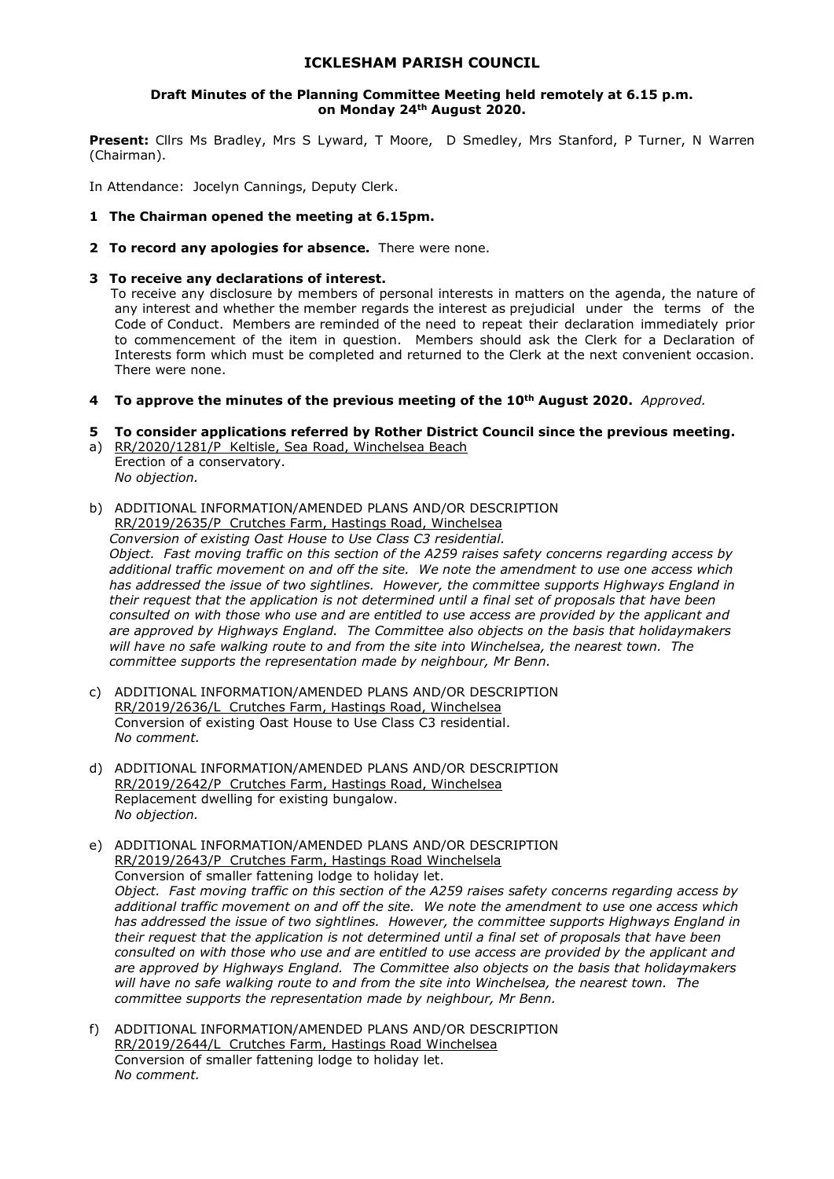# ICKLESHAM PARISH COUNCIL

**Draft Minutes of the Planning Committee Meeting held remotely at 6.15 p.m. on Monday 24th August 2020.**

**Present:** Cllrs Ms Bradley, Mrs S Lyward, T Moore, D Smedley, Mrs Stanford, P Turner, N Warren (Chairman).

In Attendance: Jocelyn Cannings, Deputy Clerk.

**1 The Chairman opened the meeting at 6.15pm.**

**2 To record any apologies for absence.** There were none.

**3 To receive any declarations of interest.**

To receive any disclosure by members of personal interests in matters on the agenda, the nature of any interest and whether the member regards the interest as prejudicial under the terms of the Code of Conduct. Members are reminded of the need to repeat their declaration immediately prior to commencement of the item in question. Members should ask the Clerk for a Declaration of Interests form which must be completed and returned to the Clerk at the next convenient occasion. There were none.

**4 To approve the minutes of the previous meeting of the 10th August 2020.** *Approved.*

**5 To consider applications referred by Rother District Council since the previous meeting.**

a) RR/2020/1281/P Keltisle, Sea Road, Winchelsea Beach
Erection of a conservatory.
*No objection.*

b) ADDITIONAL INFORMATION/AMENDED PLANS AND/OR DESCRIPTION
RR/2019/2635/P Crutches Farm, Hastings Road, Winchelsea
*Conversion of existing Oast House to Use Class C3 residential.*
*Object. Fast moving traffic on this section of the A259 raises safety concerns regarding access by additional traffic movement on and off the site. We note the amendment to use one access which has addressed the issue of two sightlines. However, the committee supports Highways England in their request that the application is not determined until a final set of proposals that have been consulted on with those who use and are entitled to use access are provided by the applicant and are approved by Highways England. The Committee also objects on the basis that holidaymakers will have no safe walking route to and from the site into Winchelsea, the nearest town. The committee supports the representation made by neighbour, Mr Benn.*

c) ADDITIONAL INFORMATION/AMENDED PLANS AND/OR DESCRIPTION
RR/2019/2636/L Crutches Farm, Hastings Road, Winchelsea
Conversion of existing Oast House to Use Class C3 residential.
*No comment.*

d) ADDITIONAL INFORMATION/AMENDED PLANS AND/OR DESCRIPTION
RR/2019/2642/P Crutches Farm, Hastings Road, Winchelsea
Replacement dwelling for existing bungalow.
*No objection.*

e) ADDITIONAL INFORMATION/AMENDED PLANS AND/OR DESCRIPTION
RR/2019/2643/P Crutches Farm, Hastings Road Winchelsela
Conversion of smaller fattening lodge to holiday let.
*Object. Fast moving traffic on this section of the A259 raises safety concerns regarding access by additional traffic movement on and off the site. We note the amendment to use one access which has addressed the issue of two sightlines. However, the committee supports Highways England in their request that the application is not determined until a final set of proposals that have been consulted on with those who use and are entitled to use access are provided by the applicant and are approved by Highways England. The Committee also objects on the basis that holidaymakers will have no safe walking route to and from the site into Winchelsea, the nearest town. The committee supports the representation made by neighbour, Mr Benn.*

f) ADDITIONAL INFORMATION/AMENDED PLANS AND/OR DESCRIPTION
RR/2019/2644/L Crutches Farm, Hastings Road Winchelsea
Conversion of smaller fattening lodge to holiday let.
*No comment.*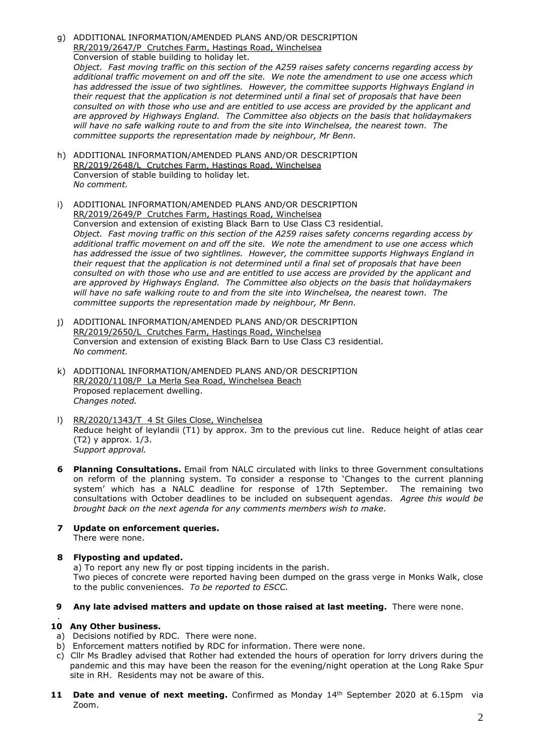g) ADDITIONAL INFORMATION/AMENDED PLANS AND/OR DESCRIPTION
RR/2019/2647/P Crutches Farm, Hastings Road, Winchelsea
Conversion of stable building to holiday let.
*Object. Fast moving traffic on this section of the A259 raises safety concerns regarding access by additional traffic movement on and off the site. We note the amendment to use one access which has addressed the issue of two sightlines. However, the committee supports Highways England in their request that the application is not determined until a final set of proposals that have been consulted on with those who use and are entitled to use access are provided by the applicant and are approved by Highways England. The Committee also objects on the basis that holidaymakers will have no safe walking route to and from the site into Winchelsea, the nearest town. The committee supports the representation made by neighbour, Mr Benn.*

h) ADDITIONAL INFORMATION/AMENDED PLANS AND/OR DESCRIPTION
RR/2019/2648/L Crutches Farm, Hastings Road, Winchelsea
Conversion of stable building to holiday let.
*No comment.*

i) ADDITIONAL INFORMATION/AMENDED PLANS AND/OR DESCRIPTION
RR/2019/2649/P Crutches Farm, Hastings Road, Winchelsea
Conversion and extension of existing Black Barn to Use Class C3 residential.
*Object. Fast moving traffic on this section of the A259 raises safety concerns regarding access by additional traffic movement on and off the site. We note the amendment to use one access which has addressed the issue of two sightlines. However, the committee supports Highways England in their request that the application is not determined until a final set of proposals that have been consulted on with those who use and are entitled to use access are provided by the applicant and are approved by Highways England. The Committee also objects on the basis that holidaymakers will have no safe walking route to and from the site into Winchelsea, the nearest town. The committee supports the representation made by neighbour, Mr Benn.*

j) ADDITIONAL INFORMATION/AMENDED PLANS AND/OR DESCRIPTION
RR/2019/2650/L Crutches Farm, Hastings Road, Winchelsea
Conversion and extension of existing Black Barn to Use Class C3 residential.
*No comment.*

k) ADDITIONAL INFORMATION/AMENDED PLANS AND/OR DESCRIPTION
RR/2020/1108/P La Merla Sea Road, Winchelsea Beach
Proposed replacement dwelling.
*Changes noted.*

l) RR/2020/1343/T 4 St Giles Close, Winchelsea
Reduce height of leylandii (T1) by approx. 3m to the previous cut line. Reduce height of atlas cear (T2) y approx. 1/3.
*Support approval.*

**6 Planning Consultations.** Email from NALC circulated with links to three Government consultations on reform of the planning system. To consider a response to 'Changes to the current planning system' which has a NALC deadline for response of 17th September. The remaining two consultations with October deadlines to be included on subsequent agendas. *Agree this would be brought back on the next agenda for any comments members wish to make.*

**7 Update on enforcement queries.**
There were none.

**8 Flyposting and updated.**
a) To report any new fly or post tipping incidents in the parish.
Two pieces of concrete were reported having been dumped on the grass verge in Monks Walk, close to the public conveniences. *To be reported to ESCC.*

**9 Any late advised matters and update on those raised at last meeting.** There were none.

**10 Any Other business.**
a) Decisions notified by RDC. There were none.
b) Enforcement matters notified by RDC for information. There were none.
c) Cllr Ms Bradley advised that Rother had extended the hours of operation for lorry drivers during the pandemic and this may have been the reason for the evening/night operation at the Long Rake Spur site in RH. Residents may not be aware of this.

**11 Date and venue of next meeting.** Confirmed as Monday 14th September 2020 at 6.15pm via Zoom.